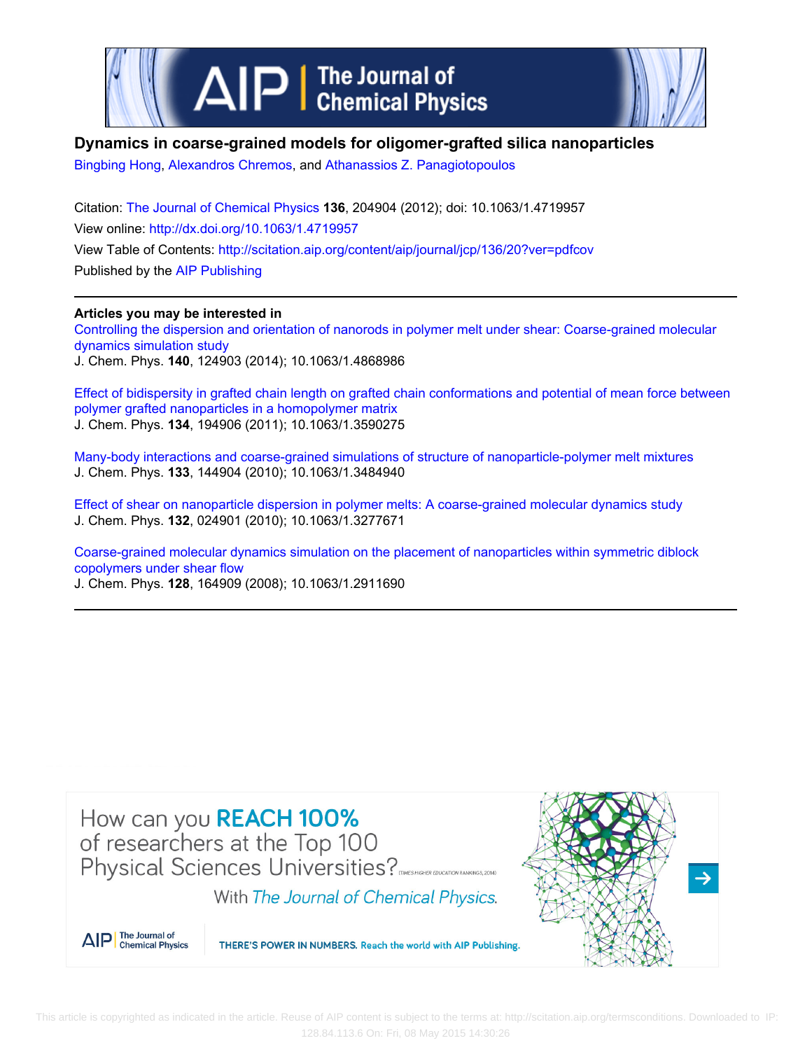# Dynamics in coarse-grained models for oligomer-grafted silica nanoparticles

Bingbing Hong, Alexandros Chremos, and Athanassios Z. Panagiotopoulos

Citation: The Journal of Chemical Physics **136**, 204904 (2012); doi: 10.1063/1.4719957

View online: http://dx.doi.org/10.1063/1.4719957

View Table of Contents: http://scitation.aip.org/content/aip/journal/jcp/136/20?ver=pdfcov

Published by the AIP Publishing

**Articles you may be interested in**

Controlling the dispersion and orientation of nanorods in polymer melt under shear: Coarse-grained molecular dynamics simulation study

J. Chem. Phys. **140**, 124903 (2014); 10.1063/1.4868986

Effect of bidispersity in grafted chain length on grafted chain conformations and potential of mean force between polymer grafted nanoparticles in a homopolymer matrix

J. Chem. Phys. **134**, 194906 (2011); 10.1063/1.3590275

Many-body interactions and coarse-grained simulations of structure of nanoparticle-polymer melt mixtures

J. Chem. Phys. **133**, 144904 (2010); 10.1063/1.3484940

Effect of shear on nanoparticle dispersion in polymer melts: A coarse-grained molecular dynamics study

J. Chem. Phys. **132**, 024901 (2010); 10.1063/1.3277671

Coarse-grained molecular dynamics simulation on the placement of nanoparticles within symmetric diblock copolymers under shear flow

J. Chem. Phys. **128**, 164909 (2008); 10.1063/1.2911690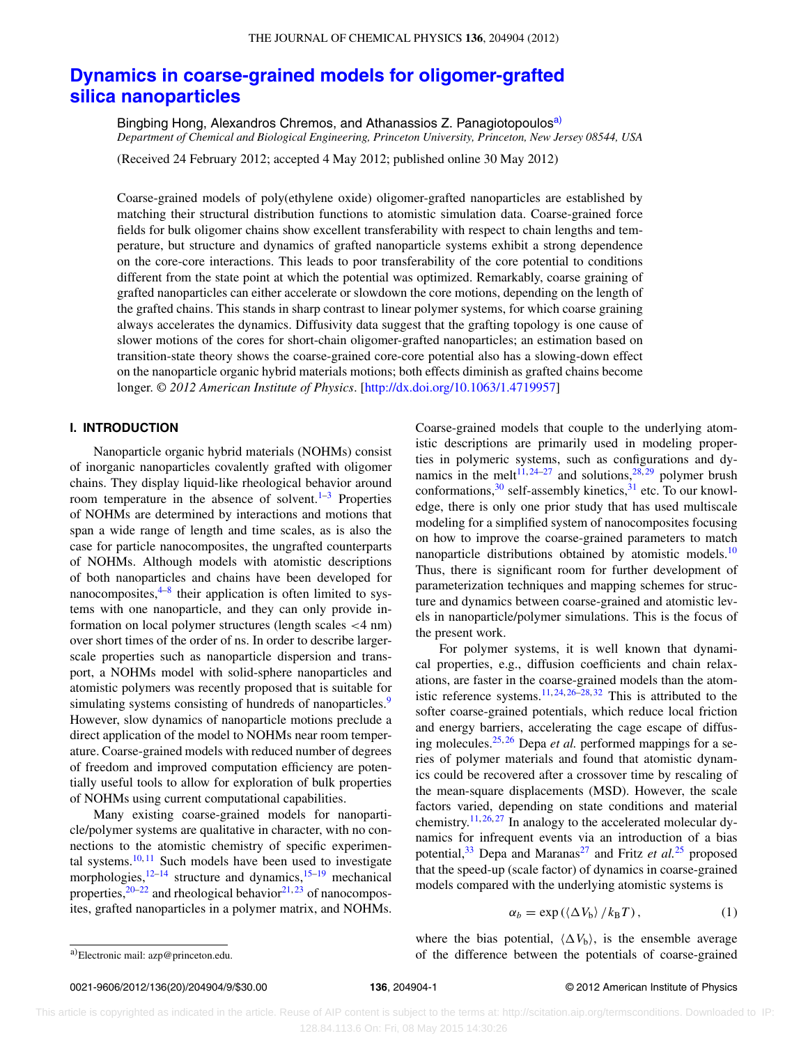# Dynamics in coarse-grained models for oligomer-grafted silica nanoparticles

Bingbing Hong, Alexandros Chremos, and Athanassios Z. Panagiotopoulos[a)]

*Department of Chemical and Biological Engineering, Princeton University, Princeton, New Jersey 08544, USA*

(Received 24 February 2012; accepted 4 May 2012; published online 30 May 2012)

Coarse-grained models of poly(ethylene oxide) oligomer-grafted nanoparticles are established by matching their structural distribution functions to atomistic simulation data. Coarse-grained force fields for bulk oligomer chains show excellent transferability with respect to chain lengths and temperature, but structure and dynamics of grafted nanoparticle systems exhibit a strong dependence on the core-core interactions. This leads to poor transferability of the core potential to conditions different from the state point at which the potential was optimized. Remarkably, coarse graining of grafted nanoparticles can either accelerate or slowdown the core motions, depending on the length of the grafted chains. This stands in sharp contrast to linear polymer systems, for which coarse graining always accelerates the dynamics. Diffusivity data suggest that the grafting topology is one cause of slower motions of the cores for short-chain oligomer-grafted nanoparticles; an estimation based on transition-state theory shows the coarse-grained core-core potential also has a slowing-down effect on the nanoparticle organic hybrid materials motions; both effects diminish as grafted chains become longer. *© 2012 American Institute of Physics*. [http://dx.doi.org/10.1063/1.4719957]

## I. INTRODUCTION

Nanoparticle organic hybrid materials (NOHMs) consist of inorganic nanoparticles covalently grafted with oligomer chains. They display liquid-like rheological behavior around room temperature in the absence of solvent.[1–3] Properties of NOHMs are determined by interactions and motions that span a wide range of length and time scales, as is also the case for particle nanocomposites, the ungrafted counterparts of NOHMs. Although models with atomistic descriptions of both nanoparticles and chains have been developed for nanocomposites,[4–8] their application is often limited to systems with one nanoparticle, and they can only provide information on local polymer structures (length scales <4 nm) over short times of the order of ns. In order to describe larger-scale properties such as nanoparticle dispersion and transport, a NOHMs model with solid-sphere nanoparticles and atomistic polymers was recently proposed that is suitable for simulating systems consisting of hundreds of nanoparticles.[9] However, slow dynamics of nanoparticle motions preclude a direct application of the model to NOHMs near room temperature. Coarse-grained models with reduced number of degrees of freedom and improved computation efficiency are potentially useful tools to allow for exploration of bulk properties of NOHMs using current computational capabilities.

Many existing coarse-grained models for nanoparticle/polymer systems are qualitative in character, with no connections to the atomistic chemistry of specific experimental systems.[10,11] Such models have been used to investigate morphologies,[12–14] structure and dynamics,[15–19] mechanical properties,[20–22] and rheological behavior[21,23] of nanocomposites, grafted nanoparticles in a polymer matrix, and NOHMs. Coarse-grained models that couple to the underlying atomistic descriptions are primarily used in modeling properties in polymeric systems, such as configurations and dynamics in the melt[11,24–27] and solutions,[28,29] polymer brush conformations,[30] self-assembly kinetics,[31] etc. To our knowledge, there is only one prior study that has used multiscale modeling for a simplified system of nanocomposites focusing on how to improve the coarse-grained parameters to match nanoparticle distributions obtained by atomistic models.[10] Thus, there is significant room for further development of parameterization techniques and mapping schemes for structure and dynamics between coarse-grained and atomistic levels in nanoparticle/polymer simulations. This is the focus of the present work.

For polymer systems, it is well known that dynamical properties, e.g., diffusion coefficients and chain relaxations, are faster in the coarse-grained models than the atomistic reference systems.[11,24,26–28,32] This is attributed to the softer coarse-grained potentials, which reduce local friction and energy barriers, accelerating the cage escape of diffusing molecules.[25,26] Depa *et al.* performed mappings for a series of polymer materials and found that atomistic dynamics could be recovered after a crossover time by rescaling of the mean-square displacements (MSD). However, the scale factors varied, depending on state conditions and material chemistry.[11,26,27] In analogy to the accelerated molecular dynamics for infrequent events via an introduction of a bias potential,[33] Depa and Maranas[27] and Fritz *et al.*[25] proposed that the speed-up (scale factor) of dynamics in coarse-grained models compared with the underlying atomistic systems is

$$\alpha_b = \exp\left(\langle \Delta V_b \rangle / k_B T\right), \tag{1}$$

where the bias potential, $\langle \Delta V_b \rangle$, is the ensemble average of the difference between the potentials of coarse-grained

a)Electronic mail: azp@princeton.edu.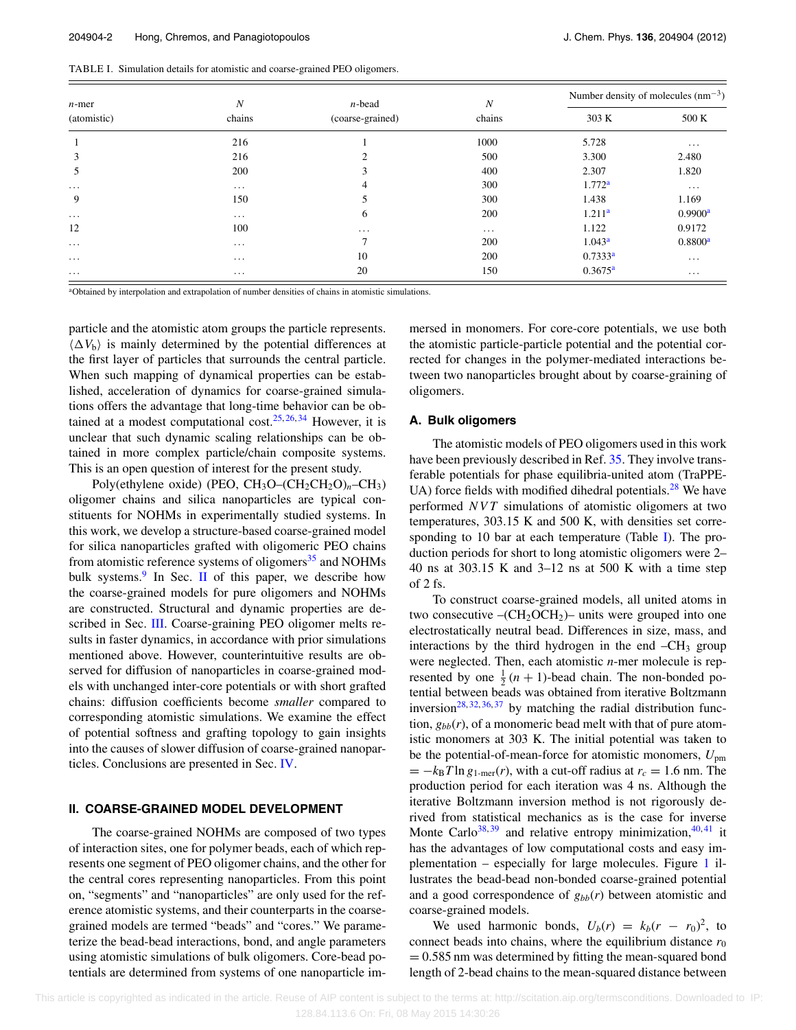TABLE I. Simulation details for atomistic and coarse-grained PEO oligomers.

| $n$-mer (atomistic) | $N$ chains | $n$-bead (coarse-grained) | $N$ chains | Number density of molecules ($nm^{-3}$) | |
|---|---|---|---|---|---|
| | | | | 303 K | 500 K |
| 1 | 216 | 1 | 1000 | 5.728 | ... |
| 3 | 216 | 2 | 500 | 3.300 | 2.480 |
| 5 | 200 | 3 | 400 | 2.307 | 1.820 |
| ... | ... | 4 | 300 | 1.772[a] | ... |
| 9 | 150 | 5 | 300 | 1.438 | 1.169 |
| ... | ... | 6 | 200 | 1.211[a] | 0.9900[a] |
| 12 | 100 | ... | ... | 1.122 | 0.9172 |
| ... | ... | 7 | 200 | 1.043[a] | 0.8800[a] |
| ... | ... | 10 | 200 | 0.7333[a] | ... |
| ... | ... | 20 | 150 | 0.3675[a] | ... |

[a]Obtained by interpolation and extrapolation of number densities of chains in atomistic simulations.

particle and the atomistic atom groups the particle represents. $\langle \Delta V_b \rangle$ is mainly determined by the potential differences at the first layer of particles that surrounds the central particle. When such mapping of dynamical properties can be established, acceleration of dynamics for coarse-grained simulations offers the advantage that long-time behavior can be obtained at a modest computational cost.[25,26,34] However, it is unclear that such dynamic scaling relationships can be obtained in more complex particle/chain composite systems. This is an open question of interest for the present study.

Poly(ethylene oxide) (PEO, $CH_3O$–$(CH_2CH_2O)_n$–$CH_3$) oligomer chains and silica nanoparticles are typical constituents for NOHMs in experimentally studied systems. In this work, we develop a structure-based coarse-grained model for silica nanoparticles grafted with oligomeric PEO chains from atomistic reference systems of oligomers[35] and NOHMs bulk systems.[9] In Sec. II of this paper, we describe how the coarse-grained models for pure oligomers and NOHMs are constructed. Structural and dynamic properties are described in Sec. III. Coarse-graining PEO oligomer melts results in faster dynamics, in accordance with prior simulations mentioned above. However, counterintuitive results are observed for diffusion of nanoparticles in coarse-grained models with unchanged inter-core potentials or with short grafted chains: diffusion coefficients become *smaller* compared to corresponding atomistic simulations. We examine the effect of potential softness and grafting topology to gain insights into the causes of slower diffusion of coarse-grained nanoparticles. Conclusions are presented in Sec. IV.

## II. COARSE-GRAINED MODEL DEVELOPMENT

The coarse-grained NOHMs are composed of two types of interaction sites, one for polymer beads, each of which represents one segment of PEO oligomer chains, and the other for the central cores representing nanoparticles. From this point on, "segments" and "nanoparticles" are only used for the reference atomistic systems, and their counterparts in the coarse-grained models are termed "beads" and "cores." We parameterize the bead-bead interactions, bond, and angle parameters using atomistic simulations of bulk oligomers. Core-bead potentials are determined from systems of one nanoparticle immersed in monomers. For core-core potentials, we use both the atomistic particle-particle potential and the potential corrected for changes in the polymer-mediated interactions between two nanoparticles brought about by coarse-graining of oligomers.

### A. Bulk oligomers

The atomistic models of PEO oligomers used in this work have been previously described in Ref. 35. They involve transferable potentials for phase equilibria-united atom (TraPPE-UA) force fields with modified dihedral potentials.[28] We have performed $NVT$ simulations of atomistic oligomers at two temperatures, 303.15 K and 500 K, with densities set corresponding to 10 bar at each temperature (Table I). The production periods for short to long atomistic oligomers were 2–40 ns at 303.15 K and 3–12 ns at 500 K with a time step of 2 fs.

To construct coarse-grained models, all united atoms in two consecutive –($CH_2OCH_2$)– units were grouped into one electrostatically neutral bead. Differences in size, mass, and interactions by the third hydrogen in the end –$CH_3$ group were neglected. Then, each atomistic $n$-mer molecule is represented by one $\frac{1}{2}(n+1)$-bead chain. The non-bonded potential between beads was obtained from iterative Boltzmann inversion[28,32,36,37] by matching the radial distribution function, $g_{bb}(r)$, of a monomeric bead melt with that of pure atomistic monomers at 303 K. The initial potential was taken to be the potential-of-mean-force for atomistic monomers, $U_{\mathrm{pm}} = -k_B T \ln g_{1\text{-mer}}(r)$, with a cut-off radius at $r_c = 1.6$ nm. The production period for each iteration was 4 ns. Although the iterative Boltzmann inversion method is not rigorously derived from statistical mechanics as is the case for inverse Monte Carlo[38,39] and relative entropy minimization,[40,41] it has the advantages of low computational costs and easy implementation – especially for large molecules. Figure 1 illustrates the bead-bead non-bonded coarse-grained potential and a good correspondence of $g_{bb}(r)$ between atomistic and coarse-grained models.

We used harmonic bonds, $U_b(r) = k_b(r - r_0)^2$, to connect beads into chains, where the equilibrium distance $r_0 = 0.585$ nm was determined by fitting the mean-squared bond length of 2-bead chains to the mean-squared distance between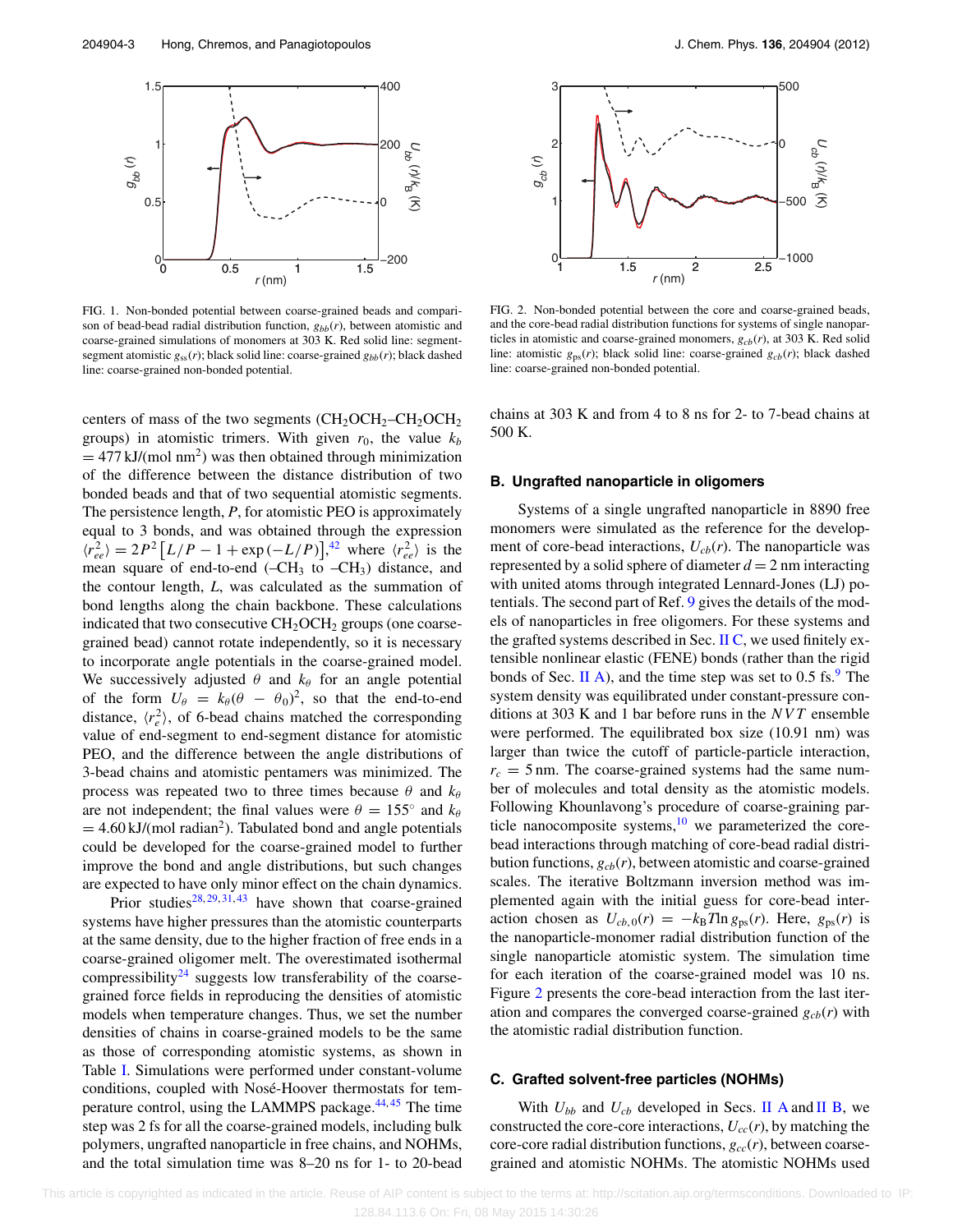FIG. 1. Non-bonded potential between coarse-grained beads and comparison of bead-bead radial distribution function, $g_{bb}(r)$, between atomistic and coarse-grained simulations of monomers at 303 K. Red solid line: segment-segment atomistic $g_{ss}(r)$; black solid line: coarse-grained $g_{bb}(r)$; black dashed line: coarse-grained non-bonded potential.

FIG. 2. Non-bonded potential between the core and coarse-grained beads, and the core-bead radial distribution functions for systems of single nanoparticles in atomistic and coarse-grained monomers, $g_{cb}(r)$, at 303 K. Red solid line: atomistic $g_{ps}(r)$; black solid line: coarse-grained $g_{cb}(r)$; black dashed line: coarse-grained non-bonded potential.

centers of mass of the two segments ($CH_2OCH_2$–$CH_2OCH_2$ groups) in atomistic trimers. With given $r_0$, the value $k_b = 477$ kJ/(mol nm$^2$) was then obtained through minimization of the difference between the distance distribution of two bonded beads and that of two sequential atomistic segments. The persistence length, $P$, for atomistic PEO is approximately equal to 3 bonds, and was obtained through the expression $\langle r_{ee}^2 \rangle = 2P^2 \left[L/P - 1 + \exp\left(-L/P\right)\right]$,[42] where $\langle r_{ee}^2 \rangle$ is the mean square of end-to-end ($-CH_3$ to $-CH_3$) distance, and the contour length, $L$, was calculated as the summation of bond lengths along the chain backbone. These calculations indicated that two consecutive $CH_2OCH_2$ groups (one coarse-grained bead) cannot rotate independently, so it is necessary to incorporate angle potentials in the coarse-grained model. We successively adjusted $\theta$ and $k_\theta$ for an angle potential of the form $U_\theta = k_\theta(\theta - \theta_0)^2$, so that the end-to-end distance, $\langle r_e^2 \rangle$, of 6-bead chains matched the corresponding value of end-segment to end-segment distance for atomistic PEO, and the difference between the angle distributions of 3-bead chains and atomistic pentamers was minimized. The process was repeated two to three times because $\theta$ and $k_\theta$ are not independent; the final values were $\theta = 155^\circ$ and $k_\theta = 4.60$ kJ/(mol radian$^2$). Tabulated bond and angle potentials could be developed for the coarse-grained model to further improve the bond and angle distributions, but such changes are expected to have only minor effect on the chain dynamics.

Prior studies[28,29,31,43] have shown that coarse-grained systems have higher pressures than the atomistic counterparts at the same density, due to the higher fraction of free ends in a coarse-grained oligomer melt. The overestimated isothermal compressibility[24] suggests low transferability of the coarse-grained force fields in reproducing the densities of atomistic models when temperature changes. Thus, we set the number densities of chains in coarse-grained models to be the same as those of corresponding atomistic systems, as shown in Table I. Simulations were performed under constant-volume conditions, coupled with Nosé-Hoover thermostats for temperature control, using the LAMMPS package.[44,45] The time step was 2 fs for all the coarse-grained models, including bulk polymers, ungrafted nanoparticle in free chains, and NOHMs, and the total simulation time was 8–20 ns for 1- to 20-bead chains at 303 K and from 4 to 8 ns for 2- to 7-bead chains at 500 K.

### B. Ungrafted nanoparticle in oligomers

Systems of a single ungrafted nanoparticle in 8890 free monomers were simulated as the reference for the development of core-bead interactions, $U_{cb}(r)$. The nanoparticle was represented by a solid sphere of diameter $d = 2$ nm interacting with united atoms through integrated Lennard-Jones (LJ) potentials. The second part of Ref. 9 gives the details of the models of nanoparticles in free oligomers. For these systems and the grafted systems described in Sec. II C, we used finitely extensible nonlinear elastic (FENE) bonds (rather than the rigid bonds of Sec. II A), and the time step was set to 0.5 fs.[9] The system density was equilibrated under constant-pressure conditions at 303 K and 1 bar before runs in the $NVT$ ensemble were performed. The equilibrated box size (10.91 nm) was larger than twice the cutoff of particle-particle interaction, $r_c = 5$ nm. The coarse-grained systems had the same number of molecules and total density as the atomistic models. Following Khounlavong's procedure of coarse-graining particle nanocomposite systems,[10] we parameterized the core-bead interactions through matching of core-bead radial distribution functions, $g_{cb}(r)$, between atomistic and coarse-grained scales. The iterative Boltzmann inversion method was implemented again with the initial guess for core-bead interaction chosen as $U_{cb,0}(r) = -k_B T \ln g_{ps}(r)$. Here, $g_{ps}(r)$ is the nanoparticle-monomer radial distribution function of the single nanoparticle atomistic system. The simulation time for each iteration of the coarse-grained model was 10 ns. Figure 2 presents the core-bead interaction from the last iteration and compares the converged coarse-grained $g_{cb}(r)$ with the atomistic radial distribution function.

### C. Grafted solvent-free particles (NOHMs)

With $U_{bb}$ and $U_{cb}$ developed in Secs. II A and II B, we constructed the core-core interactions, $U_{cc}(r)$, by matching the core-core radial distribution functions, $g_{cc}(r)$, between coarse-grained and atomistic NOHMs. The atomistic NOHMs used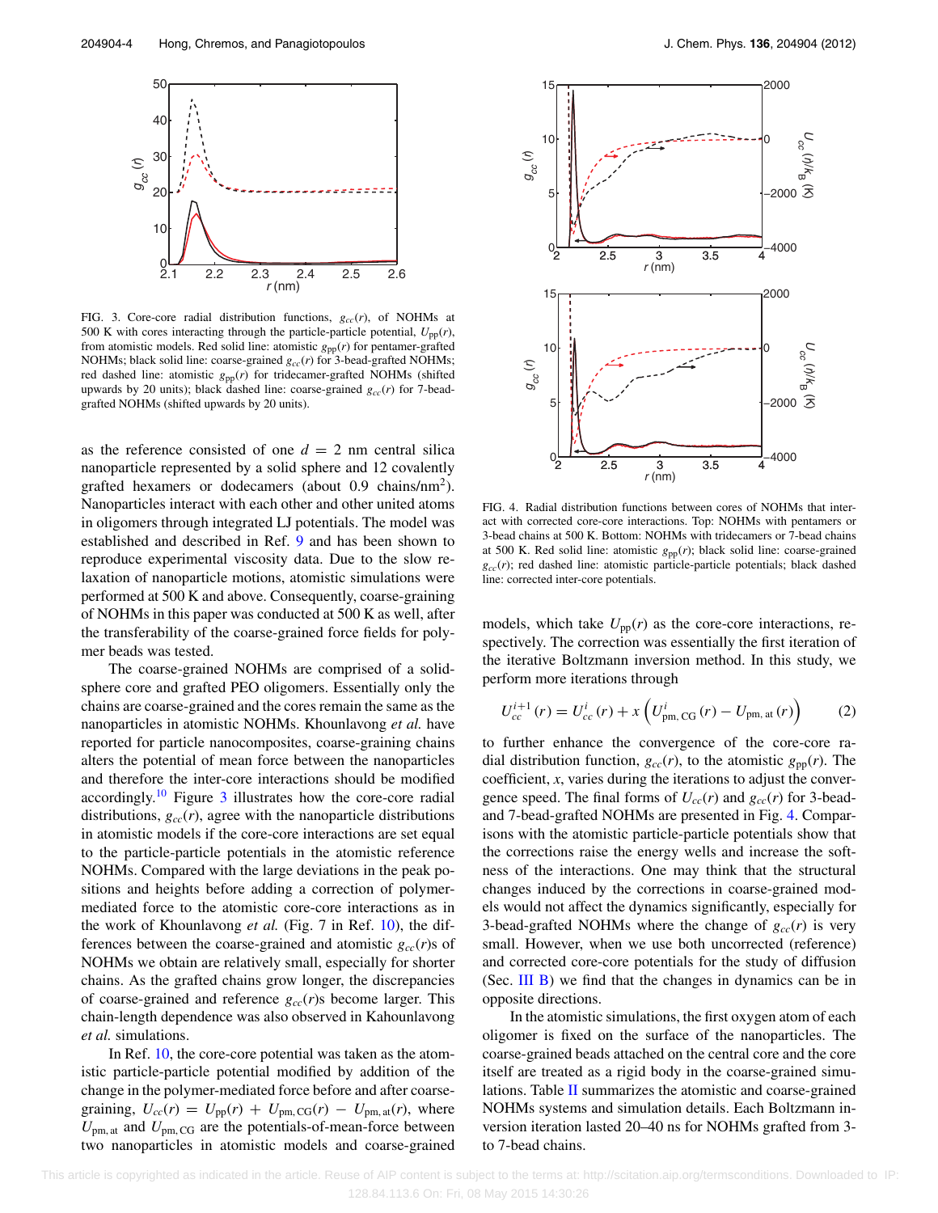FIG. 3. Core-core radial distribution functions, $g_{cc}(r)$, of NOHMs at 500 K with cores interacting through the particle-particle potential, $U_{\rm pp}(r)$, from atomistic models. Red solid line: atomistic $g_{\rm pp}(r)$ for pentamer-grafted NOHMs; black solid line: coarse-grained $g_{cc}(r)$ for 3-bead-grafted NOHMs; red dashed line: atomistic $g_{\rm pp}(r)$ for tridecamer-grafted NOHMs (shifted upwards by 20 units); black dashed line: coarse-grained $g_{cc}(r)$ for 7-bead-grafted NOHMs (shifted upwards by 20 units).

as the reference consisted of one $d = 2$ nm central silica nanoparticle represented by a solid sphere and 12 covalently grafted hexamers or dodecamers (about 0.9 chains/nm$^2$). Nanoparticles interact with each other and other united atoms in oligomers through integrated LJ potentials. The model was established and described in Ref. 9 and has been shown to reproduce experimental viscosity data. Due to the slow relaxation of nanoparticle motions, atomistic simulations were performed at 500 K and above. Consequently, coarse-graining of NOHMs in this paper was conducted at 500 K as well, after the transferability of the coarse-grained force fields for polymer beads was tested.

The coarse-grained NOHMs are comprised of a solid-sphere core and grafted PEO oligomers. Essentially only the chains are coarse-grained and the cores remain the same as the nanoparticles in atomistic NOHMs. Khounlavong *et al.* have reported for particle nanocomposites, coarse-graining chains alters the potential of mean force between the nanoparticles and therefore the inter-core interactions should be modified accordingly.[10] Figure 3 illustrates how the core-core radial distributions, $g_{cc}(r)$, agree with the nanoparticle distributions in atomistic models if the core-core interactions are set equal to the particle-particle potentials in the atomistic reference NOHMs. Compared with the large deviations in the peak positions and heights before adding a correction of polymer-mediated force to the atomistic core-core interactions as in the work of Khounlavong *et al.* (Fig. 7 in Ref. 10), the differences between the coarse-grained and atomistic $g_{cc}(r)$s of NOHMs we obtain are relatively small, especially for shorter chains. As the grafted chains grow longer, the discrepancies of coarse-grained and reference $g_{cc}(r)$s become larger. This chain-length dependence was also observed in Kahounlavong *et al.* simulations.

In Ref. 10, the core-core potential was taken as the atomistic particle-particle potential modified by addition of the change in the polymer-mediated force before and after coarse-graining, $U_{cc}(r) = U_{\rm pp}(r) + U_{\rm pm,CG}(r) - U_{\rm pm,at}(r)$, where $U_{\rm pm,at}$ and $U_{\rm pm,CG}$ are the potentials-of-mean-force between two nanoparticles in atomistic models and coarse-grained

FIG. 4. Radial distribution functions between cores of NOHMs that interact with corrected core-core interactions. Top: NOHMs with pentamers or 3-bead chains at 500 K. Bottom: NOHMs with tridecamers or 7-bead chains at 500 K. Red solid line: atomistic $g_{\rm pp}(r)$; black solid line: coarse-grained $g_{cc}(r)$; red dashed line: atomistic particle-particle potentials; black dashed line: corrected inter-core potentials.

models, which take $U_{\rm pp}(r)$ as the core-core interactions, respectively. The correction was essentially the first iteration of the iterative Boltzmann inversion method. In this study, we perform more iterations through

$$U_{cc}^{i+1}(r) = U_{cc}^{i}(r) + x\left(U_{\rm pm,\,CG}^{i}(r) - U_{\rm pm,\,at}(r)\right) \tag{2}$$

to further enhance the convergence of the core-core radial distribution function, $g_{cc}(r)$, to the atomistic $g_{\rm pp}(r)$. The coefficient, $x$, varies during the iterations to adjust the convergence speed. The final forms of $U_{cc}(r)$ and $g_{cc}(r)$ for 3-bead- and 7-bead-grafted NOHMs are presented in Fig. 4. Comparisons with the atomistic particle-particle potentials show that the corrections raise the energy wells and increase the softness of the interactions. One may think that the structural changes induced by the corrections in coarse-grained models would not affect the dynamics significantly, especially for 3-bead-grafted NOHMs where the change of $g_{cc}(r)$ is very small. However, when we use both uncorrected (reference) and corrected core-core potentials for the study of diffusion (Sec. III B) we find that the changes in dynamics can be in opposite directions.

In the atomistic simulations, the first oxygen atom of each oligomer is fixed on the surface of the nanoparticles. The coarse-grained beads attached on the central core and the core itself are treated as a rigid body in the coarse-grained simulations. Table II summarizes the atomistic and coarse-grained NOHMs systems and simulation details. Each Boltzmann inversion iteration lasted 20–40 ns for NOHMs grafted from 3- to 7-bead chains.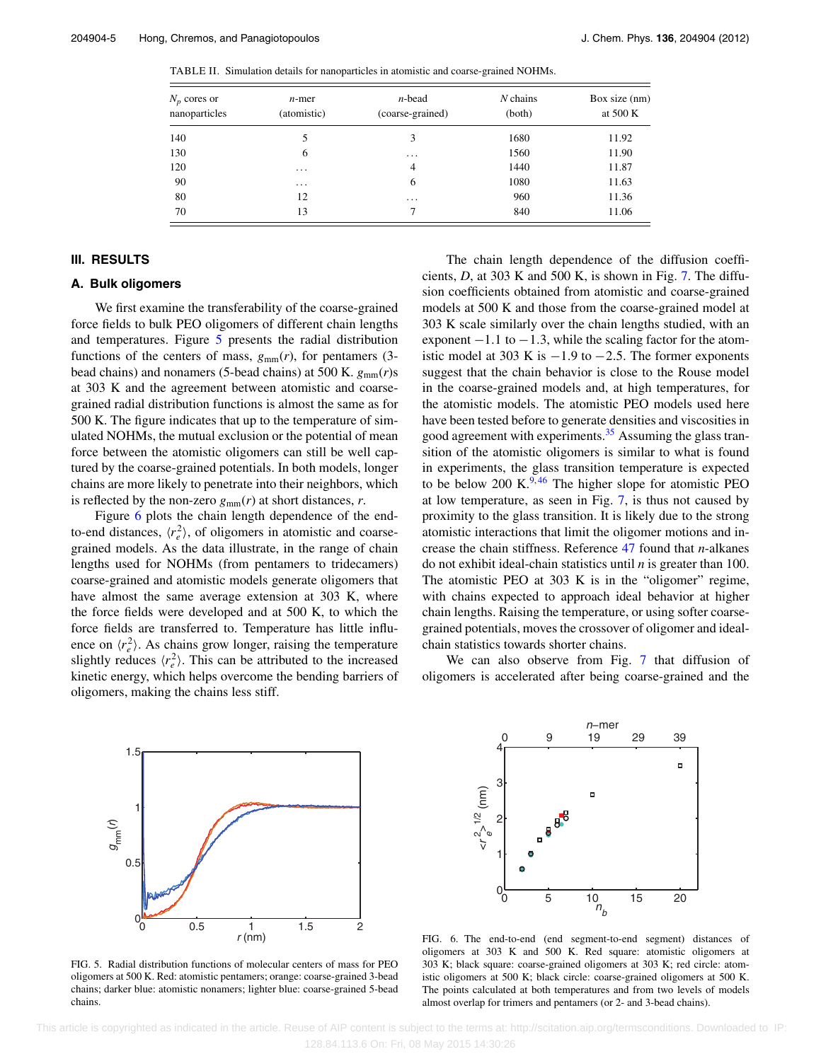TABLE II. Simulation details for nanoparticles in atomistic and coarse-grained NOHMs.

| $N_p$ cores or nanoparticles | *n*-mer (atomistic) | *n*-bead (coarse-grained) | *N* chains (both) | Box size (nm) at 500 K |
|---|---|---|---|---|
| 140 | 5 | 3 | 1680 | 11.92 |
| 130 | 6 | ... | 1560 | 11.90 |
| 120 | ... | 4 | 1440 | 11.87 |
| 90 | ... | 6 | 1080 | 11.63 |
| 80 | 12 | ... | 960 | 11.36 |
| 70 | 13 | 7 | 840 | 11.06 |

## III. RESULTS

### A. Bulk oligomers

We first examine the transferability of the coarse-grained force fields to bulk PEO oligomers of different chain lengths and temperatures. Figure 5 presents the radial distribution functions of the centers of mass, $g_{mm}(r)$, for pentamers (3-bead chains) and nonamers (5-bead chains) at 500 K. $g_{mm}(r)$s at 303 K and the agreement between atomistic and coarse-grained radial distribution functions is almost the same as for 500 K. The figure indicates that up to the temperature of simulated NOHMs, the mutual exclusion or the potential of mean force between the atomistic oligomers can still be well captured by the coarse-grained potentials. In both models, longer chains are more likely to penetrate into their neighbors, which is reflected by the non-zero $g_{mm}(r)$ at short distances, *r*.

Figure 6 plots the chain length dependence of the end-to-end distances, $\langle r_e^2 \rangle$, of oligomers in atomistic and coarse-grained models. As the data illustrate, in the range of chain lengths used for NOHMs (from pentamers to tridecamers) coarse-grained and atomistic models generate oligomers that have almost the same average extension at 303 K, where the force fields were developed and at 500 K, to which the force fields are transferred to. Temperature has little influence on $\langle r_e^2 \rangle$. As chains grow longer, raising the temperature slightly reduces $\langle r_e^2 \rangle$. This can be attributed to the increased kinetic energy, which helps overcome the bending barriers of oligomers, making the chains less stiff.

The chain length dependence of the diffusion coefficients, *D*, at 303 K and 500 K, is shown in Fig. 7. The diffusion coefficients obtained from atomistic and coarse-grained models at 500 K and those from the coarse-grained model at 303 K scale similarly over the chain lengths studied, with an exponent $-1.1$ to $-1.3$, while the scaling factor for the atomistic model at 303 K is $-1.9$ to $-2.5$. The former exponents suggest that the chain behavior is close to the Rouse model in the coarse-grained models and, at high temperatures, for the atomistic models. The atomistic PEO models used here have been tested before to generate densities and viscosities in good agreement with experiments.[35] Assuming the glass transition of the atomistic oligomers is similar to what is found in experiments, the glass transition temperature is expected to be below 200 K.[9,46] The higher slope for atomistic PEO at low temperature, as seen in Fig. 7, is thus not caused by proximity to the glass transition. It is likely due to the strong atomistic interactions that limit the oligomer motions and increase the chain stiffness. Reference 47 found that *n*-alkanes do not exhibit ideal-chain statistics until *n* is greater than 100. The atomistic PEO at 303 K is in the "oligomer" regime, with chains expected to approach ideal behavior at higher chain lengths. Raising the temperature, or using softer coarse-grained potentials, moves the crossover of oligomer and ideal-chain statistics towards shorter chains.

We can also observe from Fig. 7 that diffusion of oligomers is accelerated after being coarse-grained and the

FIG. 5. Radial distribution functions of molecular centers of mass for PEO oligomers at 500 K. Red: atomistic pentamers; orange: coarse-grained 3-bead chains; darker blue: atomistic nonamers; lighter blue: coarse-grained 5-bead chains.

FIG. 6. The end-to-end (end segment-to-end segment) distances of oligomers at 303 K and 500 K. Red square: atomistic oligomers at 303 K; black square: coarse-grained oligomers at 303 K; red circle: atomistic oligomers at 500 K; black circle: coarse-grained oligomers at 500 K. The points calculated at both temperatures and from two levels of models almost overlap for trimers and pentamers (or 2- and 3-bead chains).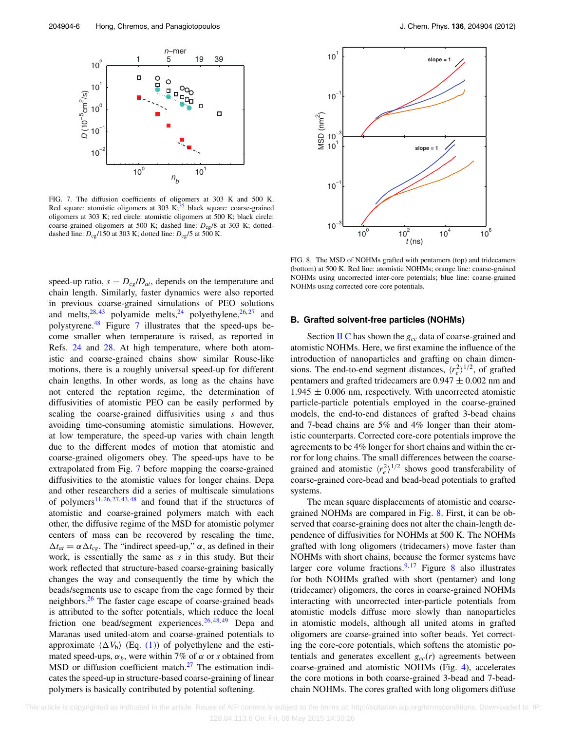FIG. 7. The diffusion coefficients of oligomers at 303 K and 500 K. Red square: atomistic oligomers at 303 K;[35] black square: coarse-grained oligomers at 303 K; red circle: atomistic oligomers at 500 K; black circle: coarse-grained oligomers at 500 K; dashed line: $D_{cg}/8$ at 303 K; dotted-dashed line: $D_{cg}/150$ at 303 K; dotted line: $D_{cg}/5$ at 500 K.

speed-up ratio, $s = D_{cg}/D_{at}$, depends on the temperature and chain length. Similarly, faster dynamics were also reported in previous coarse-grained simulations of PEO solutions and melts,[28,43] polyamide melts,[24] polyethylene,[26,27] and polystyrene.[48] Figure 7 illustrates that the speed-ups become smaller when temperature is raised, as reported in Refs. 24 and 28. At high temperature, where both atomistic and coarse-grained chains show similar Rouse-like motions, there is a roughly universal speed-up for different chain lengths. In other words, as long as the chains have not entered the reptation regime, the determination of diffusivities of atomistic PEO can be easily performed by scaling the coarse-grained diffusivities using $s$ and thus avoiding time-consuming atomistic simulations. However, at low temperature, the speed-up varies with chain length due to the different modes of motion that atomistic and coarse-grained oligomers obey. The speed-ups have to be extrapolated from Fig. 7 before mapping the coarse-grained diffusivities to the atomistic values for longer chains. Depa and other researchers did a series of multiscale simulations of polymers[11,26,27,43,48] and found that if the structures of atomistic and coarse-grained polymers match with each other, the diffusive regime of the MSD for atomistic polymer centers of mass can be recovered by rescaling the time, $\Delta t_{at} = \alpha \Delta t_{cg}$. The "indirect speed-up," $\alpha$, as defined in their work, is essentially the same as $s$ in this study. But their work reflected that structure-based coarse-graining basically changes the way and consequently the time by which the beads/segments use to escape from the cage formed by their neighbors.[26] The faster cage escape of coarse-grained beads is attributed to the softer potentials, which reduce the local friction one bead/segment experiences.[26,48,49] Depa and Maranas used united-atom and coarse-grained potentials to approximate $\langle \Delta V_b \rangle$ (Eq. (1)) of polyethylene and the estimated speed-ups, $\alpha_b$, were within 7% of $\alpha$ or $s$ obtained from MSD or diffusion coefficient match.[27] The estimation indicates the speed-up in structure-based coarse-graining of linear polymers is basically contributed by potential softening.

FIG. 8. The MSD of NOHMs grafted with pentamers (top) and tridecamers (bottom) at 500 K. Red line: atomistic NOHMs; orange line: coarse-grained NOHMs using uncorrected inter-core potentials; blue line: coarse-grained NOHMs using corrected core-core potentials.

### B. Grafted solvent-free particles (NOHMs)

Section II C has shown the $g_{cc}$ data of coarse-grained and atomistic NOHMs. Here, we first examine the influence of the introduction of nanoparticles and grafting on chain dimensions. The end-to-end segment distances, $\langle r_e^2 \rangle^{1/2}$, of grafted pentamers and grafted tridecamers are $0.947 \pm 0.002$ nm and $1.945 \pm 0.006$ nm, respectively. With uncorrected atomistic particle-particle potentials employed in the coarse-grained models, the end-to-end distances of grafted 3-bead chains and 7-bead chains are 5% and 4% longer than their atomistic counterparts. Corrected core-core potentials improve the agreements to be 4% longer for short chains and within the error for long chains. The small differences between the coarse-grained and atomistic $\langle r_e^2 \rangle^{1/2}$ shows good transferability of coarse-grained core-bead and bead-bead potentials to grafted systems.

The mean square displacements of atomistic and coarse-grained NOHMs are compared in Fig. 8. First, it can be observed that coarse-graining does not alter the chain-length dependence of diffusivities for NOHMs at 500 K. The NOHMs grafted with long oligomers (tridecamers) move faster than NOHMs with short chains, because the former systems have larger core volume fractions.[9,17] Figure 8 also illustrates for both NOHMs grafted with short (pentamer) and long (tridecamer) oligomers, the cores in coarse-grained NOHMs interacting with uncorrected inter-particle potentials from atomistic models diffuse more slowly than nanoparticles in atomistic models, although all united atoms in grafted oligomers are coarse-grained into softer beads. Yet correcting the core-core potentials, which softens the atomistic potentials and generates excellent $g_{cc}(r)$ agreements between coarse-grained and atomistic NOHMs (Fig. 4), accelerates the core motions in both coarse-grained 3-bead and 7-bead-chain NOHMs. The cores grafted with long oligomers diffuse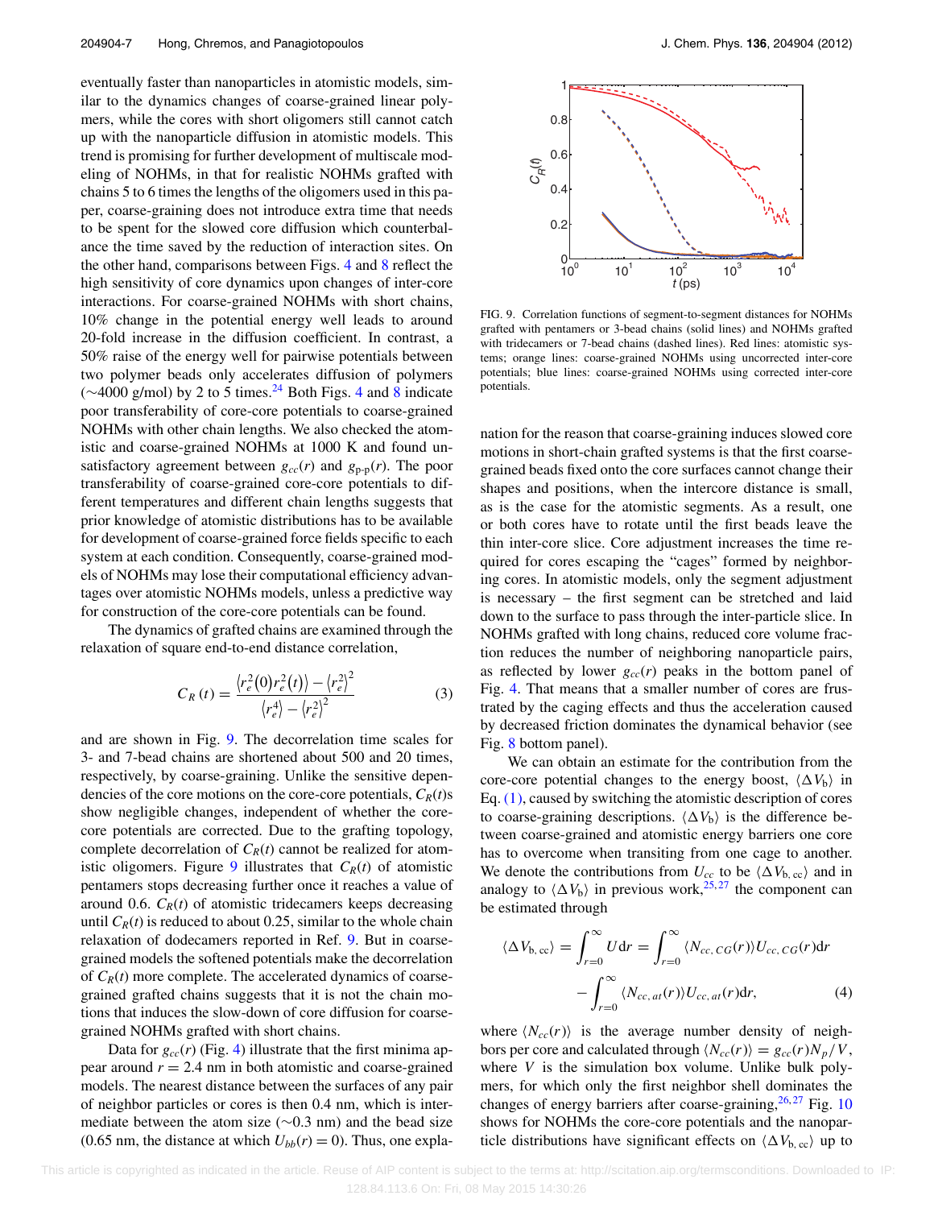eventually faster than nanoparticles in atomistic models, similar to the dynamics changes of coarse-grained linear polymers, while the cores with short oligomers still cannot catch up with the nanoparticle diffusion in atomistic models. This trend is promising for further development of multiscale modeling of NOHMs, in that for realistic NOHMs grafted with chains 5 to 6 times the lengths of the oligomers used in this paper, coarse-graining does not introduce extra time that needs to be spent for the slowed core diffusion which counterbalance the time saved by the reduction of interaction sites. On the other hand, comparisons between Figs. 4 and 8 reflect the high sensitivity of core dynamics upon changes of inter-core interactions. For coarse-grained NOHMs with short chains, 10% change in the potential energy well leads to around 20-fold increase in the diffusion coefficient. In contrast, a 50% raise of the energy well for pairwise potentials between two polymer beads only accelerates diffusion of polymers (∼4000 g/mol) by 2 to 5 times.[24] Both Figs. 4 and 8 indicate poor transferability of core-core potentials to coarse-grained NOHMs with other chain lengths. We also checked the atomistic and coarse-grained NOHMs at 1000 K and found unsatisfactory agreement between $g_{cc}(r)$ and $g_{\text{p-p}}(r)$. The poor transferability of coarse-grained core-core potentials to different temperatures and different chain lengths suggests that prior knowledge of atomistic distributions has to be available for development of coarse-grained force fields specific to each system at each condition. Consequently, coarse-grained models of NOHMs may lose their computational efficiency advantages over atomistic NOHMs models, unless a predictive way for construction of the core-core potentials can be found.

The dynamics of grafted chains are examined through the relaxation of square end-to-end distance correlation,

$$C_R(t) = \frac{\langle r_e^2(0) r_e^2(t)\rangle - \langle r_e^2\rangle^2}{\langle r_e^4\rangle - \langle r_e^2\rangle^2} \tag{3}$$

and are shown in Fig. 9. The decorrelation time scales for 3- and 7-bead chains are shortened about 500 and 20 times, respectively, by coarse-graining. Unlike the sensitive dependencies of the core motions on the core-core potentials, $C_R(t)$s show negligible changes, independent of whether the core-core potentials are corrected. Due to the grafting topology, complete decorrelation of $C_R(t)$ cannot be realized for atomistic oligomers. Figure 9 illustrates that $C_R(t)$ of atomistic pentamers stops decreasing further once it reaches a value of around 0.6. $C_R(t)$ of atomistic tridecamers keeps decreasing until $C_R(t)$ is reduced to about 0.25, similar to the whole chain relaxation of dodecamers reported in Ref. 9. But in coarse-grained models the softened potentials make the decorrelation of $C_R(t)$ more complete. The accelerated dynamics of coarse-grained grafted chains suggests that it is not the chain motions that induces the slow-down of core diffusion for coarse-grained NOHMs grafted with short chains.

Data for $g_{cc}(r)$ (Fig. 4) illustrate that the first minima appear around $r = 2.4$ nm in both atomistic and coarse-grained models. The nearest distance between the surfaces of any pair of neighbor particles or cores is then 0.4 nm, which is intermediate between the atom size (∼0.3 nm) and the bead size (0.65 nm, the distance at which $U_{bb}(r) = 0$). Thus, one explanation for the reason that coarse-graining induces slowed core motions in short-chain grafted systems is that the first coarse-grained beads fixed onto the core surfaces cannot change their shapes and positions, when the intercore distance is small, as is the case for the atomistic segments. As a result, one or both cores have to rotate until the first beads leave the thin inter-core slice. Core adjustment increases the time required for cores escaping the "cages" formed by neighboring cores. In atomistic models, only the segment adjustment is necessary – the first segment can be stretched and laid down to the surface to pass through the inter-particle slice. In NOHMs grafted with long chains, reduced core volume fraction reduces the number of neighboring nanoparticle pairs, as reflected by lower $g_{cc}(r)$ peaks in the bottom panel of Fig. 4. That means that a smaller number of cores are frustrated by the caging effects and thus the acceleration caused by decreased friction dominates the dynamical behavior (see Fig. 8 bottom panel).

FIG. 9. Correlation functions of segment-to-segment distances for NOHMs grafted with pentamers or 3-bead chains (solid lines) and NOHMs grafted with tridecamers or 7-bead chains (dashed lines). Red lines: atomistic systems; orange lines: coarse-grained NOHMs using uncorrected inter-core potentials; blue lines: coarse-grained NOHMs using corrected inter-core potentials.

We can obtain an estimate for the contribution from the core-core potential changes to the energy boost, $\langle \Delta V_b \rangle$ in Eq. (1), caused by switching the atomistic description of cores to coarse-graining descriptions. $\langle \Delta V_b \rangle$ is the difference between coarse-grained and atomistic energy barriers one core has to overcome when transiting from one cage to another. We denote the contributions from $U_{cc}$ to be $\langle \Delta V_{\text{b, cc}} \rangle$ and in analogy to $\langle \Delta V_b \rangle$ in previous work,[25,27] the component can be estimated through

$$\langle \Delta V_{\text{b, cc}} \rangle = \int_{r=0}^{\infty} U \mathrm{d}r = \int_{r=0}^{\infty} \langle N_{cc,\,CG}(r)\rangle U_{cc,\,CG}(r) \mathrm{d}r - \int_{r=0}^{\infty} \langle N_{cc,\,at}(r)\rangle U_{cc,\,at}(r) \mathrm{d}r, \tag{4}$$

where $\langle N_{cc}(r)\rangle$ is the average number density of neighbors per core and calculated through $\langle N_{cc}(r)\rangle = g_{cc}(r) N_p / V$, where $V$ is the simulation box volume. Unlike bulk polymers, for which only the first neighbor shell dominates the changes of energy barriers after coarse-graining,[26,27] Fig. 10 shows for NOHMs the core-core potentials and the nanoparticle distributions have significant effects on $\langle \Delta V_{\text{b, cc}} \rangle$ up to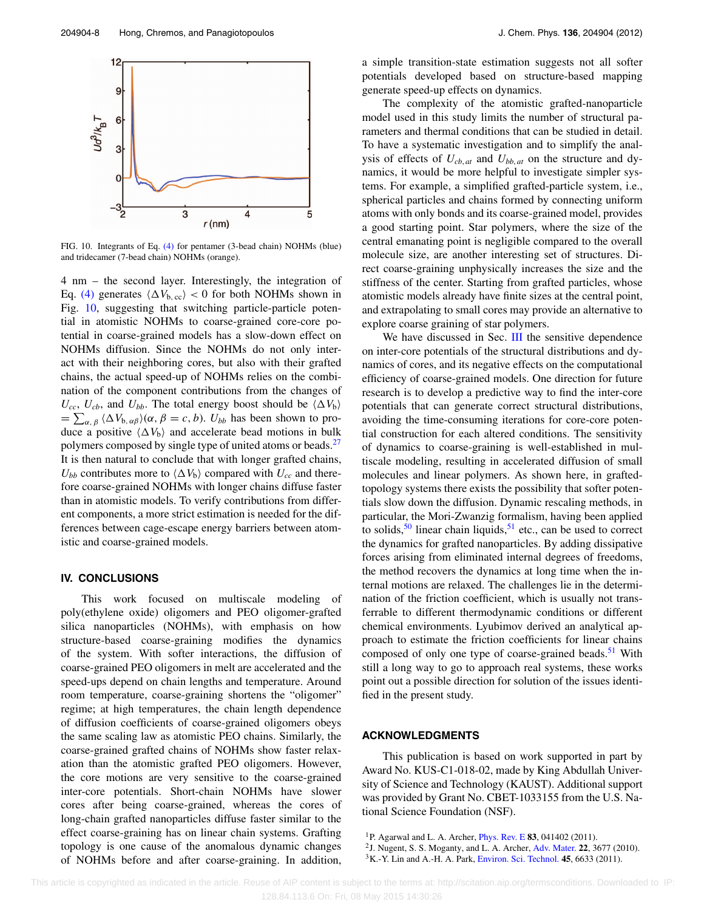12
9
6
3
0
−3
$Ud^3/k_BT$
2
3
4
5
$r$ (nm)

FIG. 10. Integrants of Eq. (4) for pentamer (3-bead chain) NOHMs (blue) and tridecamer (7-bead chain) NOHMs (orange).

4 nm – the second layer. Interestingly, the integration of Eq. (4) generates $\langle \Delta V_{b,\,cc} \rangle < 0$ for both NOHMs shown in Fig. 10, suggesting that switching particle-particle potential in atomistic NOHMs to coarse-grained core-core potential in coarse-grained models has a slow-down effect on NOHMs diffusion. Since the NOHMs do not only interact with their neighboring cores, but also with their grafted chains, the actual speed-up of NOHMs relies on the combination of the component contributions from the changes of $U_{cc}$, $U_{cb}$, and $U_{bb}$. The total energy boost should be $\langle \Delta V_b \rangle = \sum_{\alpha,\,\beta} \langle \Delta V_{b,\,\alpha\beta} \rangle (\alpha, \beta = c, b)$. $U_{bb}$ has been shown to produce a positive $\langle \Delta V_b \rangle$ and accelerate bead motions in bulk polymers composed by single type of united atoms or beads.[27] It is then natural to conclude that with longer grafted chains, $U_{bb}$ contributes more to $\langle \Delta V_b \rangle$ compared with $U_{cc}$ and therefore coarse-grained NOHMs with longer chains diffuse faster than in atomistic models. To verify contributions from different components, a more strict estimation is needed for the differences between cage-escape energy barriers between atomistic and coarse-grained models.

## IV. CONCLUSIONS

This work focused on multiscale modeling of poly(ethylene oxide) oligomers and PEO oligomer-grafted silica nanoparticles (NOHMs), with emphasis on how structure-based coarse-graining modifies the dynamics of the system. With softer interactions, the diffusion of coarse-grained PEO oligomers in melt are accelerated and the speed-ups depend on chain lengths and temperature. Around room temperature, coarse-graining shortens the "oligomer" regime; at high temperatures, the chain length dependence of diffusion coefficients of coarse-grained oligomers obeys the same scaling law as atomistic PEO chains. Similarly, the coarse-grained grafted chains of NOHMs show faster relaxation than the atomistic grafted PEO oligomers. However, the core motions are very sensitive to the coarse-grained inter-core potentials. Short-chain NOHMs have slower cores after being coarse-grained, whereas the cores of long-chain grafted nanoparticles diffuse faster similar to the effect coarse-graining has on linear chain systems. Grafting topology is one cause of the anomalous dynamic changes of NOHMs before and after coarse-graining. In addition, a simple transition-state estimation suggests not all softer potentials developed based on structure-based mapping generate speed-up effects on dynamics.

The complexity of the atomistic grafted-nanoparticle model used in this study limits the number of structural parameters and thermal conditions that can be studied in detail. To have a systematic investigation and to simplify the analysis of effects of $U_{cb,at}$ and $U_{bb,at}$ on the structure and dynamics, it would be more helpful to investigate simpler systems. For example, a simplified grafted-particle system, i.e., spherical particles and chains formed by connecting uniform atoms with only bonds and its coarse-grained model, provides a good starting point. Star polymers, where the size of the central emanating point is negligible compared to the overall molecule size, are another interesting set of structures. Direct coarse-graining unphysically increases the size and the stiffness of the center. Starting from grafted particles, whose atomistic models already have finite sizes at the central point, and extrapolating to small cores may provide an alternative to explore coarse graining of star polymers.

We have discussed in Sec. III the sensitive dependence on inter-core potentials of the structural distributions and dynamics of cores, and its negative effects on the computational efficiency of coarse-grained models. One direction for future research is to develop a predictive way to find the inter-core potentials that can generate correct structural distributions, avoiding the time-consuming iterations for core-core potential construction for each altered conditions. The sensitivity of dynamics to coarse-graining is well-established in multiscale modeling, resulting in accelerated diffusion of small molecules and linear polymers. As shown here, in grafted-topology systems there exists the possibility that softer potentials slow down the diffusion. Dynamic rescaling methods, in particular, the Mori-Zwanzig formalism, having been applied to solids,[50] linear chain liquids,[51] etc., can be used to correct the dynamics for grafted nanoparticles. By adding dissipative forces arising from eliminated internal degrees of freedoms, the method recovers the dynamics at long time when the internal motions are relaxed. The challenges lie in the determination of the friction coefficient, which is usually not transferrable to different thermodynamic conditions or different chemical environments. Lyubimov derived an analytical approach to estimate the friction coefficients for linear chains composed of only one type of coarse-grained beads.[51] With still a long way to go to approach real systems, these works point out a possible direction for solution of the issues identified in the present study.

## ACKNOWLEDGMENTS

This publication is based on work supported in part by Award No. KUS-C1-018-02, made by King Abdullah University of Science and Technology (KAUST). Additional support was provided by Grant No. CBET-1033155 from the U.S. National Science Foundation (NSF).

[1] P. Agarwal and L. A. Archer, Phys. Rev. E **83**, 041402 (2011).
[2] J. Nugent, S. S. Moganty, and L. A. Archer, Adv. Mater. **22**, 3677 (2010).
[3] K.-Y. Lin and A.-H. A. Park, Environ. Sci. Technol. **45**, 6633 (2011).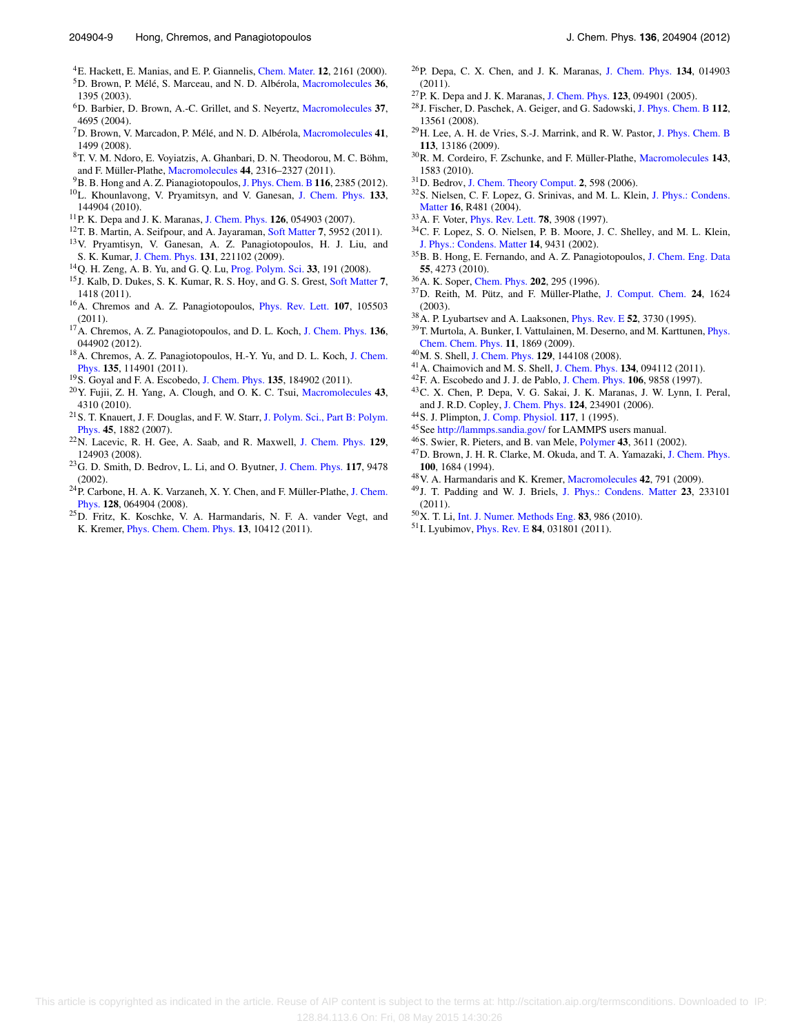[4] E. Hackett, E. Manias, and E. P. Giannelis, Chem. Mater. **12**, 2161 (2000).

[5] D. Brown, P. Mélé, S. Marceau, and N. D. Albérola, Macromolecules **36**, 1395 (2003).

[6] D. Barbier, D. Brown, A.-C. Grillet, and S. Neyertz, Macromolecules **37**, 4695 (2004).

[7] D. Brown, V. Marcadon, P. Mélé, and N. D. Albérola, Macromolecules **41**, 1499 (2008).

[8] T. V. M. Ndoro, E. Voyiatzis, A. Ghanbari, D. N. Theodorou, M. C. Böhm, and F. Müller-Plathe, Macromolecules **44**, 2316–2327 (2011).

[9] B. B. Hong and A. Z. Pianagiotopoulos, J. Phys. Chem. B **116**, 2385 (2012).

[10] L. Khounlavong, V. Pryamitsyn, and V. Ganesan, J. Chem. Phys. **133**, 144904 (2010).

[11] P. K. Depa and J. K. Maranas, J. Chem. Phys. **126**, 054903 (2007).

[12] T. B. Martin, A. Seifpour, and A. Jayaraman, Soft Matter **7**, 5952 (2011).

[13] V. Pryamtisyn, V. Ganesan, A. Z. Panagiotopoulos, H. J. Liu, and S. K. Kumar, J. Chem. Phys. **131**, 221102 (2009).

[14] Q. H. Zeng, A. B. Yu, and G. Q. Lu, Prog. Polym. Sci. **33**, 191 (2008).

[15] J. Kalb, D. Dukes, S. K. Kumar, R. S. Hoy, and G. S. Grest, Soft Matter **7**, 1418 (2011).

[16] A. Chremos and A. Z. Panagiotopoulos, Phys. Rev. Lett. **107**, 105503 (2011).

[17] A. Chremos, A. Z. Panagiotopoulos, and D. L. Koch, J. Chem. Phys. **136**, 044902 (2012).

[18] A. Chremos, A. Z. Panagiotopoulos, H.-Y. Yu, and D. L. Koch, J. Chem. Phys. **135**, 114901 (2011).

[19] S. Goyal and F. A. Escobedo, J. Chem. Phys. **135**, 184902 (2011).

[20] Y. Fujii, Z. H. Yang, A. Clough, and O. K. C. Tsui, Macromolecules **43**, 4310 (2010).

[21] S. T. Knauert, J. F. Douglas, and F. W. Starr, J. Polym. Sci., Part B: Polym. Phys. **45**, 1882 (2007).

[22] N. Lacevic, R. H. Gee, A. Saab, and R. Maxwell, J. Chem. Phys. **129**, 124903 (2008).

[23] G. D. Smith, D. Bedrov, L. Li, and O. Byutner, J. Chem. Phys. **117**, 9478 (2002).

[24] P. Carbone, H. A. K. Varzaneh, X. Y. Chen, and F. Müller-Plathe, J. Chem. Phys. **128**, 064904 (2008).

[25] D. Fritz, K. Koschke, V. A. Harmandaris, N. F. A. vander Vegt, and K. Kremer, Phys. Chem. Chem. Phys. **13**, 10412 (2011).

[26] P. Depa, C. X. Chen, and J. K. Maranas, J. Chem. Phys. **134**, 014903 (2011).

[27] P. K. Depa and J. K. Maranas, J. Chem. Phys. **123**, 094901 (2005).

[28] J. Fischer, D. Paschek, A. Geiger, and G. Sadowski, J. Phys. Chem. B **112**, 13561 (2008).

[29] H. Lee, A. H. de Vries, S.-J. Marrink, and R. W. Pastor, J. Phys. Chem. B **113**, 13186 (2009).

[30] R. M. Cordeiro, F. Zschunke, and F. Müller-Plathe, Macromolecules **143**, 1583 (2010).

[31] D. Bedrov, J. Chem. Theory Comput. **2**, 598 (2006).

[32] S. Nielsen, C. F. Lopez, G. Srinivas, and M. L. Klein, J. Phys.: Condens. Matter **16**, R481 (2004).

[33] A. F. Voter, Phys. Rev. Lett. **78**, 3908 (1997).

[34] C. F. Lopez, S. O. Nielsen, P. B. Moore, J. C. Shelley, and M. L. Klein, J. Phys.: Condens. Matter **14**, 9431 (2002).

[35] B. B. Hong, E. Fernando, and A. Z. Panagiotopoulos, J. Chem. Eng. Data **55**, 4273 (2010).

[36] A. K. Soper, Chem. Phys. **202**, 295 (1996).

[37] D. Reith, M. Pütz, and F. Müller-Plathe, J. Comput. Chem. **24**, 1624 (2003).

[38] A. P. Lyubartsev and A. Laaksonen, Phys. Rev. E **52**, 3730 (1995).

[39] T. Murtola, A. Bunker, I. Vattulainen, M. Deserno, and M. Karttunen, Phys. Chem. Chem. Phys. **11**, 1869 (2009).

[40] M. S. Shell, J. Chem. Phys. **129**, 144108 (2008).

[41] A. Chaimovich and M. S. Shell, J. Chem. Phys. **134**, 094112 (2011).

[42] F. A. Escobedo and J. J. de Pablo, J. Chem. Phys. **106**, 9858 (1997).

[43] C. X. Chen, P. Depa, V. G. Sakai, J. K. Maranas, J. W. Lynn, I. Peral, and J. R.D. Copley, J. Chem. Phys. **124**, 234901 (2006).

[44] S. J. Plimpton, J. Comp. Physiol. **117**, 1 (1995).

[45] See http://lammps.sandia.gov/ for LAMMPS users manual.

[46] S. Swier, R. Pieters, and B. van Mele, Polymer **43**, 3611 (2002).

[47] D. Brown, J. H. R. Clarke, M. Okuda, and T. A. Yamazaki, J. Chem. Phys. **100**, 1684 (1994).

[48] V. A. Harmandaris and K. Kremer, Macromolecules **42**, 791 (2009).

[49] J. T. Padding and W. J. Briels, J. Phys.: Condens. Matter **23**, 233101 (2011).

[50] X. T. Li, Int. J. Numer. Methods Eng. **83**, 986 (2010).

[51] I. Lyubimov, Phys. Rev. E **84**, 031801 (2011).